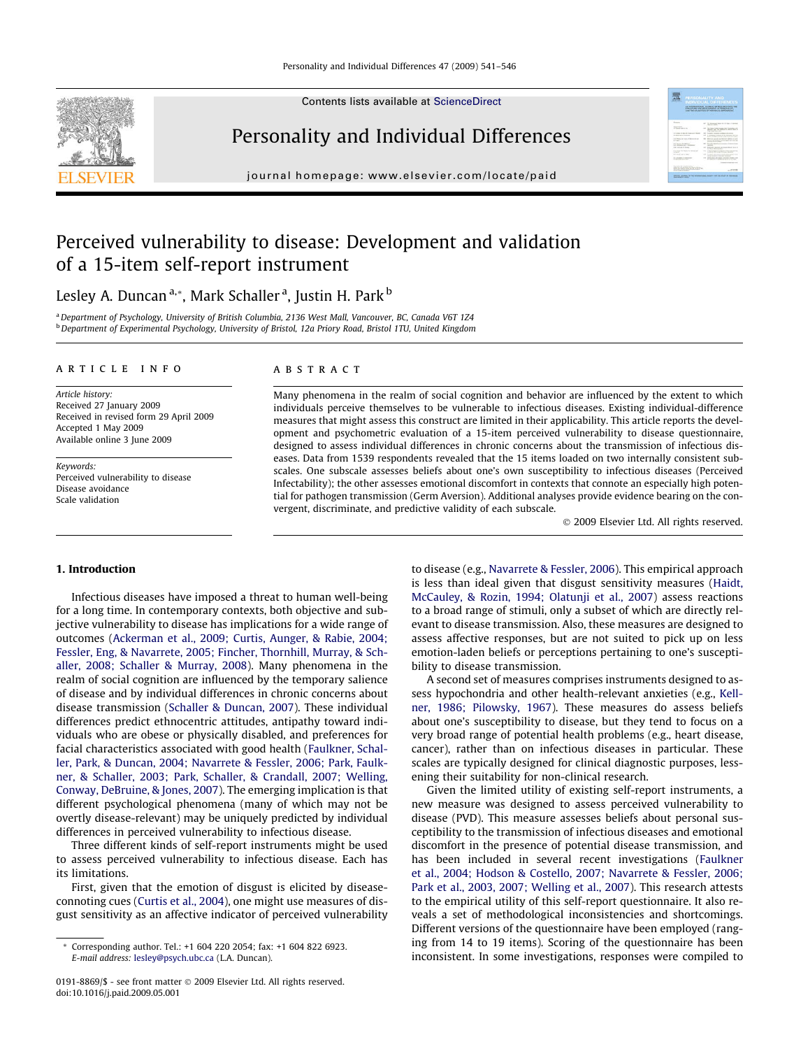Contents lists available at ScienceDirect

# Personality and Individual Differences

journal homepage: www.elsevier.com/locate/paid

# Perceived vulnerability to disease: Development and validation of a 15-item self-report instrument

Lesley A. Duncan [a,*], Mark Schaller [a], Justin H. Park [b]

[a] Department of Psychology, University of British Columbia, 2136 West Mall, Vancouver, BC, Canada V6T 1Z4
[b] Department of Experimental Psychology, University of Bristol, 12a Priory Road, Bristol 1TU, United Kingdom

**ARTICLE INFO**

*Article history:*
Received 27 January 2009
Received in revised form 29 April 2009
Accepted 1 May 2009
Available online 3 June 2009

*Keywords:*
Perceived vulnerability to disease
Disease avoidance
Scale validation

**ABSTRACT**

Many phenomena in the realm of social cognition and behavior are influenced by the extent to which individuals perceive themselves to be vulnerable to infectious diseases. Existing individual-difference measures that might assess this construct are limited in their applicability. This article reports the development and psychometric evaluation of a 15-item perceived vulnerability to disease questionnaire, designed to assess individual differences in chronic concerns about the transmission of infectious diseases. Data from 1539 respondents revealed that the 15 items loaded on two internally consistent subscales. One subscale assesses beliefs about one's own susceptibility to infectious diseases (Perceived Infectability); the other assesses emotional discomfort in contexts that connote an especially high potential for pathogen transmission (Germ Aversion). Additional analyses provide evidence bearing on the convergent, discriminate, and predictive validity of each subscale.

© 2009 Elsevier Ltd. All rights reserved.

## 1. Introduction

Infectious diseases have imposed a threat to human well-being for a long time. In contemporary contexts, both objective and subjective vulnerability to disease has implications for a wide range of outcomes (Ackerman et al., 2009; Curtis, Aunger, & Rabie, 2004; Fessler, Eng, & Navarrete, 2005; Fincher, Thornhill, Murray, & Schaller, 2008; Schaller & Murray, 2008). Many phenomena in the realm of social cognition and behavior are influenced by the temporary salience of disease and by individual differences in chronic concerns about disease transmission (Schaller & Duncan, 2007). These individual differences predict ethnocentric attitudes, antipathy toward individuals who are obese or physically disabled, and preferences for facial characteristics associated with good health (Faulkner, Schaller, Park, & Duncan, 2004; Navarrete & Fessler, 2006; Park, Faulkner, & Schaller, 2003; Park, Schaller, & Crandall, 2007; Welling, Conway, DeBruine, & Jones, 2007). The emerging implication is that different psychological phenomena (many of which may not be overtly disease-relevant) may be uniquely predicted by individual differences in perceived vulnerability to infectious disease.

Three different kinds of self-report instruments might be used to assess perceived vulnerability to infectious disease. Each has its limitations.

First, given that the emotion of disgust is elicited by disease-connoting cues (Curtis et al., 2004), one might use measures of disgust sensitivity as an affective indicator of perceived vulnerability to disease (e.g., Navarrete & Fessler, 2006). This empirical approach is less than ideal given that disgust sensitivity measures (Haidt, McCauley, & Rozin, 1994; Olatunji et al., 2007) assess reactions to a broad range of stimuli, only a subset of which are directly relevant to disease transmission. Also, these measures are designed to assess affective responses, but are not suited to pick up on less emotion-laden beliefs or perceptions pertaining to one's susceptibility to disease transmission.

A second set of measures comprises instruments designed to assess hypochondria and other health-relevant anxieties (e.g., Kellner, 1986; Pilowsky, 1967). These measures do assess beliefs about one's susceptibility to disease, but they tend to focus on a very broad range of potential health problems (e.g., heart disease, cancer), rather than on infectious diseases in particular. These scales are typically designed for clinical diagnostic purposes, lessening their suitability for non-clinical research.

Given the limited utility of existing self-report instruments, a new measure was designed to assess perceived vulnerability to disease (PVD). This measure assesses beliefs about personal susceptibility to the transmission of infectious diseases and emotional discomfort in the presence of potential disease transmission, and has been included in several recent investigations (Faulkner et al., 2004; Hodson & Costello, 2007; Navarrete & Fessler, 2006; Park et al., 2003, 2007; Welling et al., 2007). This research attests to the empirical utility of this self-report questionnaire. It also reveals a set of methodological inconsistencies and shortcomings. Different versions of the questionnaire have been employed (ranging from 14 to 19 items). Scoring of the questionnaire has been inconsistent. In some investigations, responses were compiled to

* Corresponding author. Tel.: +1 604 220 2054; fax: +1 604 822 6923.
E-mail address: lesley@psych.ubc.ca (L.A. Duncan).

0191-8869/$ - see front matter © 2009 Elsevier Ltd. All rights reserved.
doi:10.1016/j.paid.2009.05.001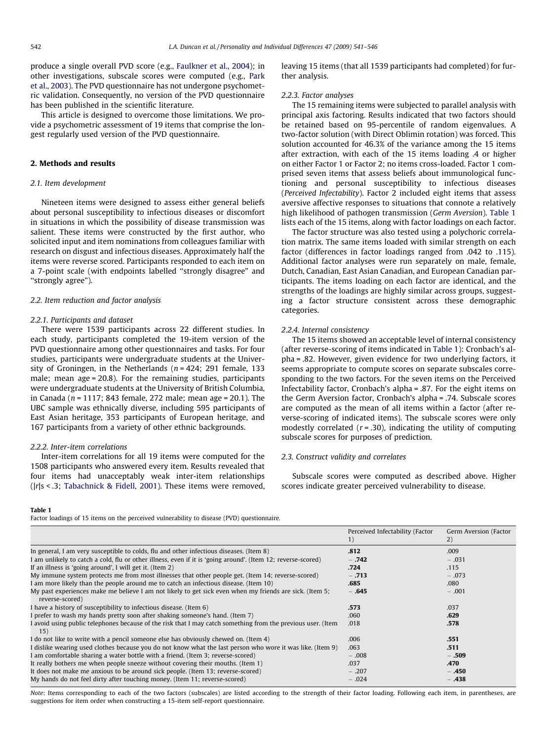produce a single overall PVD score (e.g., Faulkner et al., 2004); in other investigations, subscale scores were computed (e.g., Park et al., 2003). The PVD questionnaire has not undergone psychometric validation. Consequently, no version of the PVD questionnaire has been published in the scientific literature.

This article is designed to overcome those limitations. We provide a psychometric assessment of 19 items that comprise the longest regularly used version of the PVD questionnaire.

## 2. Methods and results

### 2.1. Item development

Nineteen items were designed to assess either general beliefs about personal susceptibility to infectious diseases or discomfort in situations in which the possibility of disease transmission was salient. These items were constructed by the first author, who solicited input and item nominations from colleagues familiar with research on disgust and infectious diseases. Approximately half the items were reverse scored. Participants responded to each item on a 7-point scale (with endpoints labelled "strongly disagree" and "strongly agree").

### 2.2. Item reduction and factor analysis

#### 2.2.1. Participants and dataset

There were 1539 participants across 22 different studies. In each study, participants completed the 19-item version of the PVD questionnaire among other questionnaires and tasks. For four studies, participants were undergraduate students at the University of Groningen, in the Netherlands ($n = 424$; 291 female, 133 male; mean age = 20.8). For the remaining studies, participants were undergraduate students at the University of British Columbia, in Canada ($n = 1117$; 843 female, 272 male; mean age = 20.1). The UBC sample was ethnically diverse, including 595 participants of East Asian heritage, 353 participants of European heritage, and 167 participants from a variety of other ethnic backgrounds.

#### 2.2.2. Inter-item correlations

Inter-item correlations for all 19 items were computed for the 1508 participants who answered every item. Results revealed that four items had unacceptably weak inter-item relationships ($|r|$s < .3; Tabachnick & Fidell, 2001). These items were removed, leaving 15 items (that all 1539 participants had completed) for further analysis.

#### 2.2.3. Factor analyses

The 15 remaining items were subjected to parallel analysis with principal axis factoring. Results indicated that two factors should be retained based on 95-percentile of random eigenvalues. A two-factor solution (with Direct Oblimin rotation) was forced. This solution accounted for 46.3% of the variance among the 15 items after extraction, with each of the 15 items loading .4 or higher on either Factor 1 or Factor 2; no items cross-loaded. Factor 1 comprised seven items that assess beliefs about immunological functioning and personal susceptibility to infectious diseases (*Perceived Infectability*). Factor 2 included eight items that assess aversive affective responses to situations that connote a relatively high likelihood of pathogen transmission (*Germ Aversion*). Table 1 lists each of the 15 items, along with factor loadings on each factor.

The factor structure was also tested using a polychoric correlation matrix. The same items loaded with similar strength on each factor (differences in factor loadings ranged from .042 to .115). Additional factor analyses were run separately on male, female, Dutch, Canadian, East Asian Canadian, and European Canadian participants. The items loading on each factor are identical, and the strengths of the loadings are highly similar across groups, suggesting a factor structure consistent across these demographic categories.

#### 2.2.4. Internal consistency

The 15 items showed an acceptable level of internal consistency (after reverse-scoring of items indicated in Table 1): Cronbach's alpha = .82. However, given evidence for two underlying factors, it seems appropriate to compute scores on separate subscales corresponding to the two factors. For the seven items on the Perceived Infectability factor, Cronbach's alpha = .87. For the eight items on the Germ Aversion factor, Cronbach's alpha = .74. Subscale scores are computed as the mean of all items within a factor (after reverse-scoring of indicated items). The subscale scores were only modestly correlated ($r = .30$), indicating the utility of computing subscale scores for purposes of prediction.

### 2.3. Construct validity and correlates

Subscale scores were computed as described above. Higher scores indicate greater perceived vulnerability to disease.

**Table 1**
Factor loadings of 15 items on the perceived vulnerability to disease (PVD) questionnaire.

| | Perceived Infectability (Factor 1) | Germ Aversion (Factor 2) |
|---|---|---|
| In general, I am very susceptible to colds, flu and other infectious diseases. (Item 8) | **.812** | .009 |
| I am unlikely to catch a cold, flu or other illness, even if it is 'going around'. (Item 12; reverse-scored) | **−.742** | −.031 |
| If an illness is 'going around', I will get it. (Item 2) | **.724** | .115 |
| My immune system protects me from most illnesses that other people get. (Item 14; reverse-scored) | **−.713** | −.073 |
| I am more likely than the people around me to catch an infectious disease. (Item 10) | **.685** | .080 |
| My past experiences make me believe I am not likely to get sick even when my friends are sick. (Item 5; reverse-scored) | **−.645** | −.001 |
| I have a history of susceptibility to infectious disease. (Item 6) | **.573** | .037 |
| I prefer to wash my hands pretty soon after shaking someone's hand. (Item 7) | .060 | **.629** |
| I avoid using public telephones because of the risk that I may catch something from the previous user. (Item 15) | .018 | **.578** |
| I do not like to write with a pencil someone else has obviously chewed on. (Item 4) | .006 | **.551** |
| I dislike wearing used clothes because you do not know what the last person who wore it was like. (Item 9) | .063 | **.511** |
| I am comfortable sharing a water bottle with a friend. (Item 3; reverse-scored) | −.008 | **−.509** |
| It really bothers me when people sneeze without covering their mouths. (Item 1) | .037 | **.470** |
| It does not make me anxious to be around sick people. (Item 13; reverse-scored) | −.207 | **−.450** |
| My hands do not feel dirty after touching money. (Item 11; reverse-scored) | −.024 | **−.438** |

*Note*: Items corresponding to each of the two factors (subscales) are listed according to the strength of their factor loading. Following each item, in parentheses, are suggestions for item order when constructing a 15-item self-report questionnaire.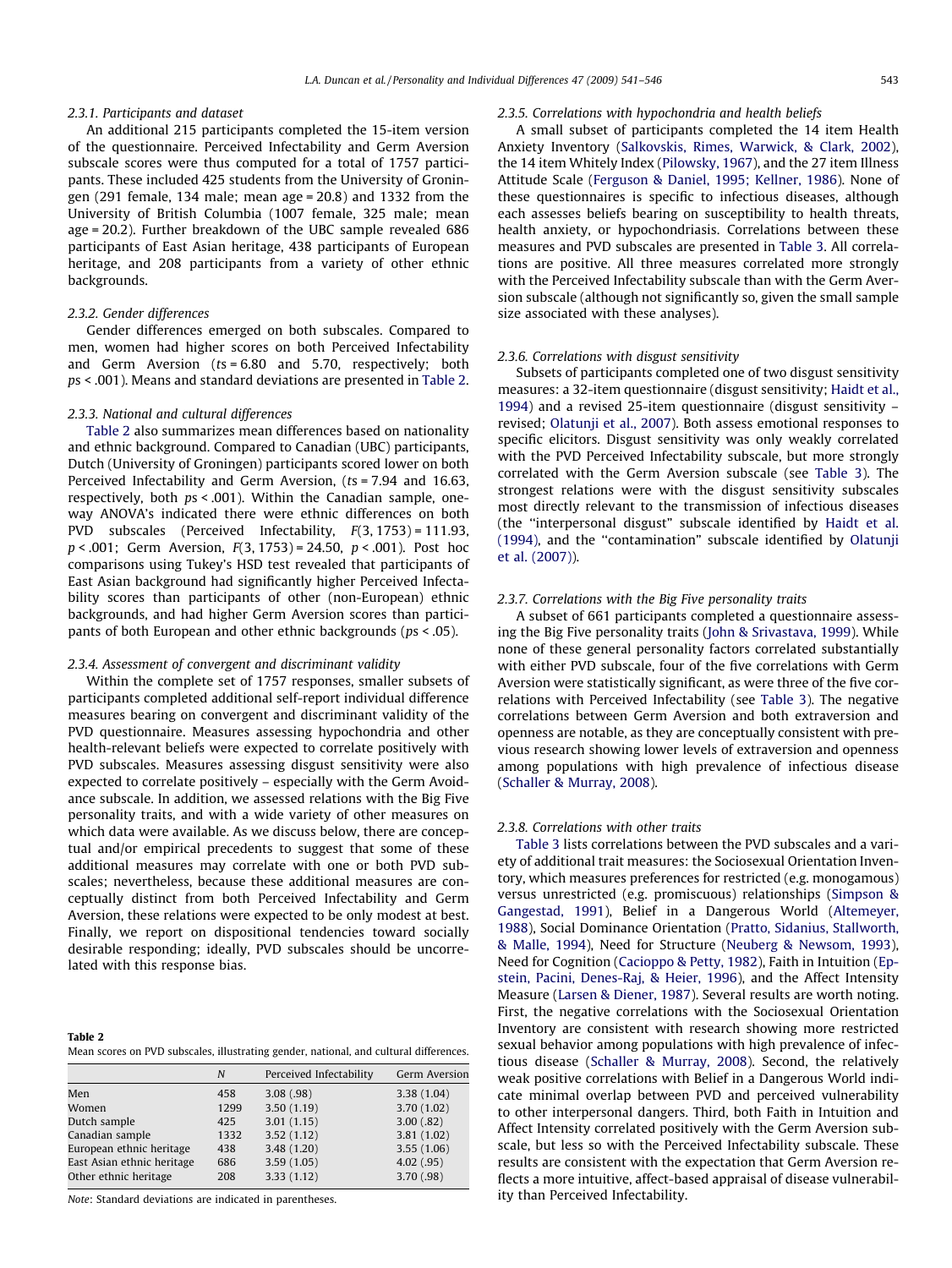#### 2.3.1. Participants and dataset

An additional 215 participants completed the 15-item version of the questionnaire. Perceived Infectability and Germ Aversion subscale scores were thus computed for a total of 1757 participants. These included 425 students from the University of Groningen (291 female, 134 male; mean age = 20.8) and 1332 from the University of British Columbia (1007 female, 325 male; mean age = 20.2). Further breakdown of the UBC sample revealed 686 participants of East Asian heritage, 438 participants of European heritage, and 208 participants from a variety of other ethnic backgrounds.

#### 2.3.2. Gender differences

Gender differences emerged on both subscales. Compared to men, women had higher scores on both Perceived Infectability and Germ Aversion ($ts = 6.80$ and $5.70$, respectively; both $ps < .001$). Means and standard deviations are presented in Table 2.

#### 2.3.3. National and cultural differences

Table 2 also summarizes mean differences based on nationality and ethnic background. Compared to Canadian (UBC) participants, Dutch (University of Groningen) participants scored lower on both Perceived Infectability and Germ Aversion, ($ts = 7.94$ and $16.63$, respectively, both $ps < .001$). Within the Canadian sample, one-way ANOVA's indicated there were ethnic differences on both PVD subscales (Perceived Infectability, $F(3, 1753) = 111.93$, $p < .001$; Germ Aversion, $F(3, 1753) = 24.50$, $p < .001$). Post hoc comparisons using Tukey's HSD test revealed that participants of East Asian background had significantly higher Perceived Infectability scores than participants of other (non-European) ethnic backgrounds, and had higher Germ Aversion scores than participants of both European and other ethnic backgrounds ($ps < .05$).

#### 2.3.4. Assessment of convergent and discriminant validity

Within the complete set of 1757 responses, smaller subsets of participants completed additional self-report individual difference measures bearing on convergent and discriminant validity of the PVD questionnaire. Measures assessing hypochondria and other health-relevant beliefs were expected to correlate positively with PVD subscales. Measures assessing disgust sensitivity were also expected to correlate positively – especially with the Germ Avoidance subscale. In addition, we assessed relations with the Big Five personality traits, and with a wide variety of other measures on which data were available. As we discuss below, there are conceptual and/or empirical precedents to suggest that some of these additional measures may correlate with one or both PVD subscales; nevertheless, because these additional measures are conceptually distinct from both Perceived Infectability and Germ Aversion, these relations were expected to be only modest at best. Finally, we report on dispositional tendencies toward socially desirable responding; ideally, PVD subscales should be uncorrelated with this response bias.

**Table 2**
Mean scores on PVD subscales, illustrating gender, national, and cultural differences.

| | N | Perceived Infectability | Germ Aversion |
|---|---|---|---|
| Men | 458 | 3.08 (.98) | 3.38 (1.04) |
| Women | 1299 | 3.50 (1.19) | 3.70 (1.02) |
| Dutch sample | 425 | 3.01 (1.15) | 3.00 (.82) |
| Canadian sample | 1332 | 3.52 (1.12) | 3.81 (1.02) |
| European ethnic heritage | 438 | 3.48 (1.20) | 3.55 (1.06) |
| East Asian ethnic heritage | 686 | 3.59 (1.05) | 4.02 (.95) |
| Other ethnic heritage | 208 | 3.33 (1.12) | 3.70 (.98) |

*Note*: Standard deviations are indicated in parentheses.

#### 2.3.5. Correlations with hypochondria and health beliefs

A small subset of participants completed the 14 item Health Anxiety Inventory (Salkovskis, Rimes, Warwick, & Clark, 2002), the 14 item Whitely Index (Pilowsky, 1967), and the 27 item Illness Attitude Scale (Ferguson & Daniel, 1995; Kellner, 1986). None of these questionnaires is specific to infectious diseases, although each assesses beliefs bearing on susceptibility to health threats, health anxiety, or hypochondriasis. Correlations between these measures and PVD subscales are presented in Table 3. All correlations are positive. All three measures correlated more strongly with the Perceived Infectability subscale than with the Germ Aversion subscale (although not significantly so, given the small sample size associated with these analyses).

#### 2.3.6. Correlations with disgust sensitivity

Subsets of participants completed one of two disgust sensitivity measures: a 32-item questionnaire (disgust sensitivity; Haidt et al., 1994) and a revised 25-item questionnaire (disgust sensitivity – revised; Olatunji et al., 2007). Both assess emotional responses to specific elicitors. Disgust sensitivity was only weakly correlated with the PVD Perceived Infectability subscale, but more strongly correlated with the Germ Aversion subscale (see Table 3). The strongest relations were with the disgust sensitivity subscales most directly relevant to the transmission of infectious diseases (the "interpersonal disgust" subscale identified by Haidt et al. (1994), and the "contamination" subscale identified by Olatunji et al. (2007)).

#### 2.3.7. Correlations with the Big Five personality traits

A subset of 661 participants completed a questionnaire assessing the Big Five personality traits (John & Srivastava, 1999). While none of these general personality factors correlated substantially with either PVD subscale, four of the five correlations with Germ Aversion were statistically significant, as were three of the five correlations with Perceived Infectability (see Table 3). The negative correlations between Germ Aversion and both extraversion and openness are notable, as they are conceptually consistent with previous research showing lower levels of extraversion and openness among populations with high prevalence of infectious disease (Schaller & Murray, 2008).

#### 2.3.8. Correlations with other traits

Table 3 lists correlations between the PVD subscales and a variety of additional trait measures: the Sociosexual Orientation Inventory, which measures preferences for restricted (e.g. monogamous) versus unrestricted (e.g. promiscuous) relationships (Simpson & Gangestad, 1991), Belief in a Dangerous World (Altemeyer, 1988), Social Dominance Orientation (Pratto, Sidanius, Stallworth, & Malle, 1994), Need for Structure (Neuberg & Newsom, 1993), Need for Cognition (Cacioppo & Petty, 1982), Faith in Intuition (Epstein, Pacini, Denes-Raj, & Heier, 1996), and the Affect Intensity Measure (Larsen & Diener, 1987). Several results are worth noting. First, the negative correlations with the Sociosexual Orientation Inventory are consistent with research showing more restricted sexual behavior among populations with high prevalence of infectious disease (Schaller & Murray, 2008). Second, the relatively weak positive correlations with Belief in a Dangerous World indicate minimal overlap between PVD and perceived vulnerability to other interpersonal dangers. Third, both Faith in Intuition and Affect Intensity correlated positively with the Germ Aversion subscale, but less so with the Perceived Infectability subscale. These results are consistent with the expectation that Germ Aversion reflects a more intuitive, affect-based appraisal of disease vulnerability than Perceived Infectability.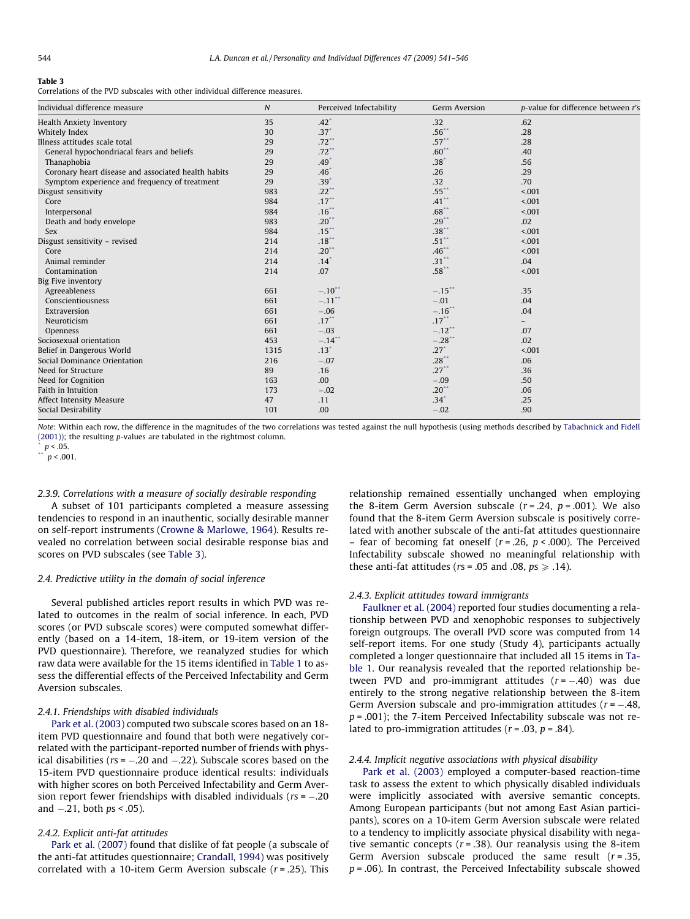**Table 3**

Correlations of the PVD subscales with other individual difference measures.

| Individual difference measure | $N$ | Perceived Infectability | Germ Aversion | $p$-value for difference between $r$'s |
|---|---|---|---|---|
| Health Anxiety Inventory | 35 | .42* | .32 | .62 |
| Whitely Index | 30 | .37* | .56** | .28 |
| Illness attitudes scale total | 29 | .72** | .57** | .28 |
| General hypochondriacal fears and beliefs | 29 | .72** | .60** | .40 |
| Thanaphobia | 29 | .49* | .38* | .56 |
| Coronary heart disease and associated health habits | 29 | .46* | .26 | .29 |
| Symptom experience and frequency of treatment | 29 | .39* | .32 | .70 |
| Disgust sensitivity | 983 | .22** | .55** | <.001 |
| Core | 984 | .17** | .41** | <.001 |
| Interpersonal | 984 | .16** | .68** | <.001 |
| Death and body envelope | 983 | .20** | .29** | .02 |
| Sex | 984 | .15** | .38** | <.001 |
| Disgust sensitivity – revised | 214 | .18** | .51** | <.001 |
| Core | 214 | .20** | .46** | <.001 |
| Animal reminder | 214 | .14* | .31** | .04 |
| Contamination | 214 | .07 | .58** | <.001 |
| Big Five inventory | | | | |
| Agreeableness | 661 | −.10** | −.15** | .35 |
| Conscientiousness | 661 | −.11** | −.01 | .04 |
| Extraversion | 661 | −.06 | −.16** | .04 |
| Neuroticism | 661 | .17** | .17** | – |
| Openness | 661 | −.03 | −.12** | .07 |
| Sociosexual orientation | 453 | −.14** | −.28** | .02 |
| Belief in Dangerous World | 1315 | .13* | .27* | <.001 |
| Social Dominance Orientation | 216 | −.07 | .28** | .06 |
| Need for Structure | 89 | .16 | .27** | .36 |
| Need for Cognition | 163 | .00 | −.09 | .50 |
| Faith in Intuition | 173 | −.02 | .20** | .06 |
| Affect Intensity Measure | 47 | .11 | .34* | .25 |
| Social Desirability | 101 | .00 | −.02 | .90 |

*Note*: Within each row, the difference in the magnitudes of the two correlations was tested against the null hypothesis (using methods described by Tabachnick and Fidell (2001)); the resulting $p$-values are tabulated in the rightmost column.

* $p < .05$.

** $p < .001$.

### 2.3.9. Correlations with a measure of socially desirable responding

A subset of 101 participants completed a measure assessing tendencies to respond in an inauthentic, socially desirable manner on self-report instruments (Crowne & Marlowe, 1964). Results revealed no correlation between social desirable response bias and scores on PVD subscales (see Table 3).

## 2.4. Predictive utility in the domain of social inference

Several published articles report results in which PVD was related to outcomes in the realm of social inference. In each, PVD scores (or PVD subscale scores) were computed somewhat differently (based on a 14-item, 18-item, or 19-item version of the PVD questionnaire). Therefore, we reanalyzed studies for which raw data were available for the 15 items identified in Table 1 to assess the differential effects of the Perceived Infectability and Germ Aversion subscales.

### 2.4.1. Friendships with disabled individuals

Park et al. (2003) computed two subscale scores based on an 18-item PVD questionnaire and found that both were negatively correlated with the participant-reported number of friends with physical disabilities ($rs = -.20$ and $-.22$). Subscale scores based on the 15-item PVD questionnaire produce identical results: individuals with higher scores on both Perceived Infectability and Germ Aversion report fewer friendships with disabled individuals ($rs = -.20$ and $-.21$, both $ps < .05$).

### 2.4.2. Explicit anti-fat attitudes

Park et al. (2007) found that dislike of fat people (a subscale of the anti-fat attitudes questionnaire; Crandall, 1994) was positively correlated with a 10-item Germ Aversion subscale ($r = .25$). This relationship remained essentially unchanged when employing the 8-item Germ Aversion subscale ($r = .24$, $p = .001$). We also found that the 8-item Germ Aversion subscale is positively correlated with another subscale of the anti-fat attitudes questionnaire – fear of becoming fat oneself ($r = .26$, $p < .000$). The Perceived Infectability subscale showed no meaningful relationship with these anti-fat attitudes ($rs = .05$ and $.08$, $ps \geqslant .14$).

### 2.4.3. Explicit attitudes toward immigrants

Faulkner et al. (2004) reported four studies documenting a relationship between PVD and xenophobic responses to subjectively foreign outgroups. The overall PVD score was computed from 14 self-report items. For one study (Study 4), participants actually completed a longer questionnaire that included all 15 items in Table 1. Our reanalysis revealed that the reported relationship between PVD and pro-immigrant attitudes ($r = -.40$) was due entirely to the strong negative relationship between the 8-item Germ Aversion subscale and pro-immigration attitudes ($r = -.48$, $p = .001$); the 7-item Perceived Infectability subscale was not related to pro-immigration attitudes ($r = .03$, $p = .84$).

### 2.4.4. Implicit negative associations with physical disability

Park et al. (2003) employed a computer-based reaction-time task to assess the extent to which physically disabled individuals were implicitly associated with aversive semantic concepts. Among European participants (but not among East Asian participants), scores on a 10-item Germ Aversion subscale were related to a tendency to implicitly associate physical disability with negative semantic concepts ($r = .38$). Our reanalysis using the 8-item Germ Aversion subscale produced the same result ($r = .35$, $p = .06$). In contrast, the Perceived Infectability subscale showed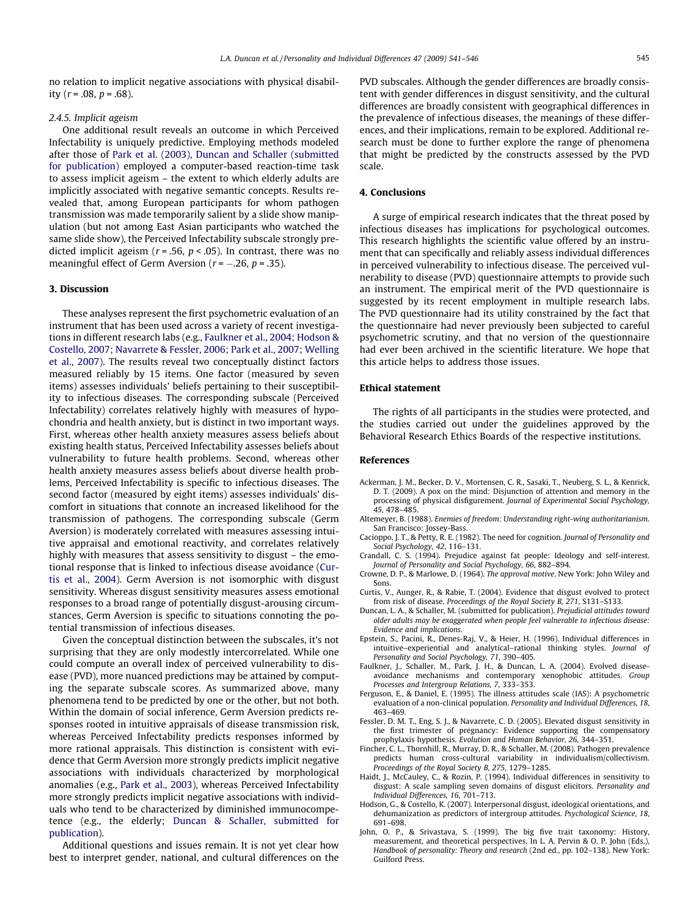no relation to implicit negative associations with physical disability ($r = .08$, $p = .68$).

#### 2.4.5. Implicit ageism

One additional result reveals an outcome in which Perceived Infectability is uniquely predictive. Employing methods modeled after those of Park et al. (2003), Duncan and Schaller (submitted for publication) employed a computer-based reaction-time task to assess implicit ageism – the extent to which elderly adults are implicitly associated with negative semantic concepts. Results revealed that, among European participants for whom pathogen transmission was made temporarily salient by a slide show manipulation (but not among East Asian participants who watched the same slide show), the Perceived Infectability subscale strongly predicted implicit ageism ($r = .56$, $p < .05$). In contrast, there was no meaningful effect of Germ Aversion ($r = -.26$, $p = .35$).

## 3. Discussion

These analyses represent the first psychometric evaluation of an instrument that has been used across a variety of recent investigations in different research labs (e.g., Faulkner et al., 2004; Hodson & Costello, 2007; Navarrete & Fessler, 2006; Park et al., 2007; Welling et al., 2007). The results reveal two conceptually distinct factors measured reliably by 15 items. One factor (measured by seven items) assesses individuals' beliefs pertaining to their susceptibility to infectious diseases. The corresponding subscale (Perceived Infectability) correlates relatively highly with measures of hypochondria and health anxiety, but is distinct in two important ways. First, whereas other health anxiety measures assess beliefs about existing health status, Perceived Infectability assesses beliefs about vulnerability to future health problems. Second, whereas other health anxiety measures assess beliefs about diverse health problems, Perceived Infectability is specific to infectious diseases. The second factor (measured by eight items) assesses individuals' discomfort in situations that connote an increased likelihood for the transmission of pathogens. The corresponding subscale (Germ Aversion) is moderately correlated with measures assessing intuitive appraisal and emotional reactivity, and correlates relatively highly with measures that assess sensitivity to disgust – the emotional response that is linked to infectious disease avoidance (Curtis et al., 2004). Germ Aversion is not isomorphic with disgust sensitivity. Whereas disgust sensitivity measures assess emotional responses to a broad range of potentially disgust-arousing circumstances, Germ Aversion is specific to situations connoting the potential transmission of infectious diseases.

Given the conceptual distinction between the subscales, it's not surprising that they are only modestly intercorrelated. While one could compute an overall index of perceived vulnerability to disease (PVD), more nuanced predictions may be attained by computing the separate subscale scores. As summarized above, many phenomena tend to be predicted by one or the other, but not both. Within the domain of social inference, Germ Aversion predicts responses rooted in intuitive appraisals of disease transmission risk, whereas Perceived Infectability predicts responses informed by more rational appraisals. This distinction is consistent with evidence that Germ Aversion more strongly predicts implicit negative associations with individuals characterized by morphological anomalies (e.g., Park et al., 2003), whereas Perceived Infectability more strongly predicts implicit negative associations with individuals who tend to be characterized by diminished immunocompetence (e.g., the elderly; Duncan & Schaller, submitted for publication).

Additional questions and issues remain. It is not yet clear how best to interpret gender, national, and cultural differences on the PVD subscales. Although the gender differences are broadly consistent with gender differences in disgust sensitivity, and the cultural differences are broadly consistent with geographical differences in the prevalence of infectious diseases, the meanings of these differences, and their implications, remain to be explored. Additional research must be done to further explore the range of phenomena that might be predicted by the constructs assessed by the PVD scale.

## 4. Conclusions

A surge of empirical research indicates that the threat posed by infectious diseases has implications for psychological outcomes. This research highlights the scientific value offered by an instrument that can specifically and reliably assess individual differences in perceived vulnerability to infectious disease. The perceived vulnerability to disease (PVD) questionnaire attempts to provide such an instrument. The empirical merit of the PVD questionnaire is suggested by its recent employment in multiple research labs. The PVD questionnaire had its utility constrained by the fact that the questionnaire had never previously been subjected to careful psychometric scrutiny, and that no version of the questionnaire had ever been archived in the scientific literature. We hope that this article helps to address those issues.

## Ethical statement

The rights of all participants in the studies were protected, and the studies carried out under the guidelines approved by the Behavioral Research Ethics Boards of the respective institutions.

## References

Ackerman, J. M., Becker, D. V., Mortensen, C. R., Sasaki, T., Neuberg, S. L., & Kenrick, D. T. (2009). A pox on the mind: Disjunction of attention and memory in the processing of physical disfigurement. *Journal of Experimental Social Psychology, 45*, 478–485.

Altemeyer, B. (1988). *Enemies of freedom: Understanding right-wing authoritarianism*. San Francisco: Jossey-Bass.

Cacioppo, J. T., & Petty, R. E. (1982). The need for cognition. *Journal of Personality and Social Psychology, 42*, 116–131.

Crandall, C. S. (1994). Prejudice against fat people: Ideology and self-interest. *Journal of Personality and Social Psychology, 66*, 882–894.

Crowne, D. P., & Marlowe, D. (1964). *The approval motive*. New York: John Wiley and Sons.

Curtis, V., Aunger, R., & Rabie, T. (2004). Evidence that disgust evolved to protect from risk of disease. *Proceedings of the Royal Society B, 271*, S131–S133.

Duncan, L. A., & Schaller, M. (submitted for publication). *Prejudicial attitudes toward older adults may be exaggerated when people feel vulnerable to infectious disease: Evidence and implications*.

Epstein, S., Pacini, R., Denes-Raj, V., & Heier, H. (1996). Individual differences in intuitive–experiential and analytical–rational thinking styles. *Journal of Personality and Social Psychology, 71*, 390–405.

Faulkner, J., Schaller, M., Park, J. H., & Duncan, L. A. (2004). Evolved disease-avoidance mechanisms and contemporary xenophobic attitudes. *Group Processes and Intergroup Relations, 7*, 333–353.

Ferguson, E., & Daniel, E. (1995). The illness attitudes scale (IAS): A psychometric evaluation of a non-clinical population. *Personality and Individual Differences, 18*, 463–469.

Fessler, D. M. T., Eng, S. J., & Navarrete, C. D. (2005). Elevated disgust sensitivity in the first trimester of pregnancy: Evidence supporting the compensatory prophylaxis hypothesis. *Evolution and Human Behavior, 26*, 344–351.

Fincher, C. L., Thornhill, R., Murray, D. R., & Schaller, M. (2008). Pathogen prevalence predicts human cross-cultural variability in individualism/collectivism. *Proceedings of the Royal Society B, 275*, 1279–1285.

Haidt, J., McCauley, C., & Rozin, P. (1994). Individual differences in sensitivity to disgust: A scale sampling seven domains of disgust elicitors. *Personality and Individual Differences, 16*, 701–713.

Hodson, G., & Costello, K. (2007). Interpersonal disgust, ideological orientations, and dehumanization as predictors of intergroup attitudes. *Psychological Science, 18*, 691–698.

John, O. P., & Srivastava, S. (1999). The big five trait taxonomy: History, measurement, and theoretical perspectives. In L. A. Pervin & O. P. John (Eds.), *Handbook of personality: Theory and research* (2nd ed., pp. 102–138). New York: Guilford Press.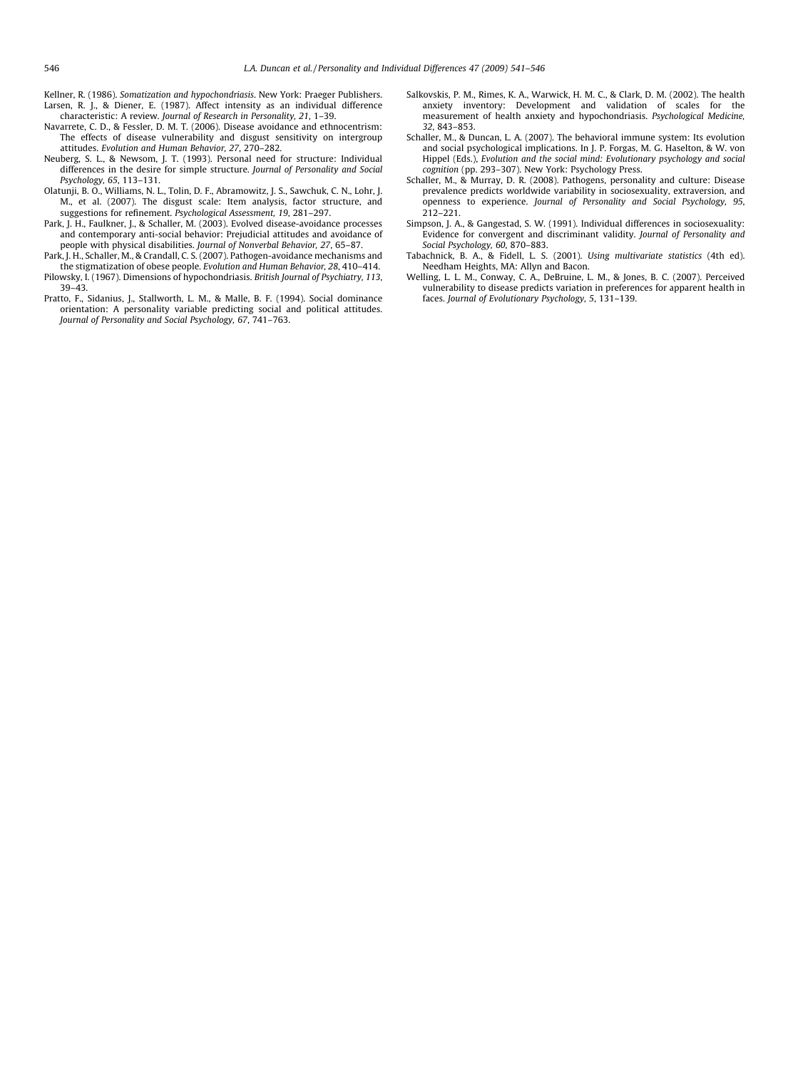Kellner, R. (1986). *Somatization and hypochondriasis*. New York: Praeger Publishers.

Larsen, R. J., & Diener, E. (1987). Affect intensity as an individual difference characteristic: A review. *Journal of Research in Personality, 21*, 1–39.

Navarrete, C. D., & Fessler, D. M. T. (2006). Disease avoidance and ethnocentrism: The effects of disease vulnerability and disgust sensitivity on intergroup attitudes. *Evolution and Human Behavior, 27*, 270–282.

Neuberg, S. L., & Newsom, J. T. (1993). Personal need for structure: Individual differences in the desire for simple structure. *Journal of Personality and Social Psychology, 65*, 113–131.

Olatunji, B. O., Williams, N. L., Tolin, D. F., Abramowitz, J. S., Sawchuk, C. N., Lohr, J. M., et al. (2007). The disgust scale: Item analysis, factor structure, and suggestions for refinement. *Psychological Assessment, 19*, 281–297.

Park, J. H., Faulkner, J., & Schaller, M. (2003). Evolved disease-avoidance processes and contemporary anti-social behavior: Prejudicial attitudes and avoidance of people with physical disabilities. *Journal of Nonverbal Behavior, 27*, 65–87.

Park, J. H., Schaller, M., & Crandall, C. S. (2007). Pathogen-avoidance mechanisms and the stigmatization of obese people. *Evolution and Human Behavior, 28*, 410–414.

Pilowsky, I. (1967). Dimensions of hypochondriasis. *British Journal of Psychiatry, 113*, 39–43.

Pratto, F., Sidanius, J., Stallworth, L. M., & Malle, B. F. (1994). Social dominance orientation: A personality variable predicting social and political attitudes. *Journal of Personality and Social Psychology, 67*, 741–763.

Salkovskis, P. M., Rimes, K. A., Warwick, H. M. C., & Clark, D. M. (2002). The health anxiety inventory: Development and validation of scales for the measurement of health anxiety and hypochondriasis. *Psychological Medicine, 32*, 843–853.

Schaller, M., & Duncan, L. A. (2007). The behavioral immune system: Its evolution and social psychological implications. In J. P. Forgas, M. G. Haselton, & W. von Hippel (Eds.), *Evolution and the social mind: Evolutionary psychology and social cognition* (pp. 293–307). New York: Psychology Press.

Schaller, M., & Murray, D. R. (2008). Pathogens, personality and culture: Disease prevalence predicts worldwide variability in sociosexuality, extraversion, and openness to experience. *Journal of Personality and Social Psychology, 95*, 212–221.

Simpson, J. A., & Gangestad, S. W. (1991). Individual differences in sociosexuality: Evidence for convergent and discriminant validity. *Journal of Personality and Social Psychology, 60*, 870–883.

Tabachnick, B. A., & Fidell, L. S. (2001). *Using multivariate statistics* (4th ed). Needham Heights, MA: Allyn and Bacon.

Welling, L. L. M., Conway, C. A., DeBruine, L. M., & Jones, B. C. (2007). Perceived vulnerability to disease predicts variation in preferences for apparent health in faces. *Journal of Evolutionary Psychology, 5*, 131–139.